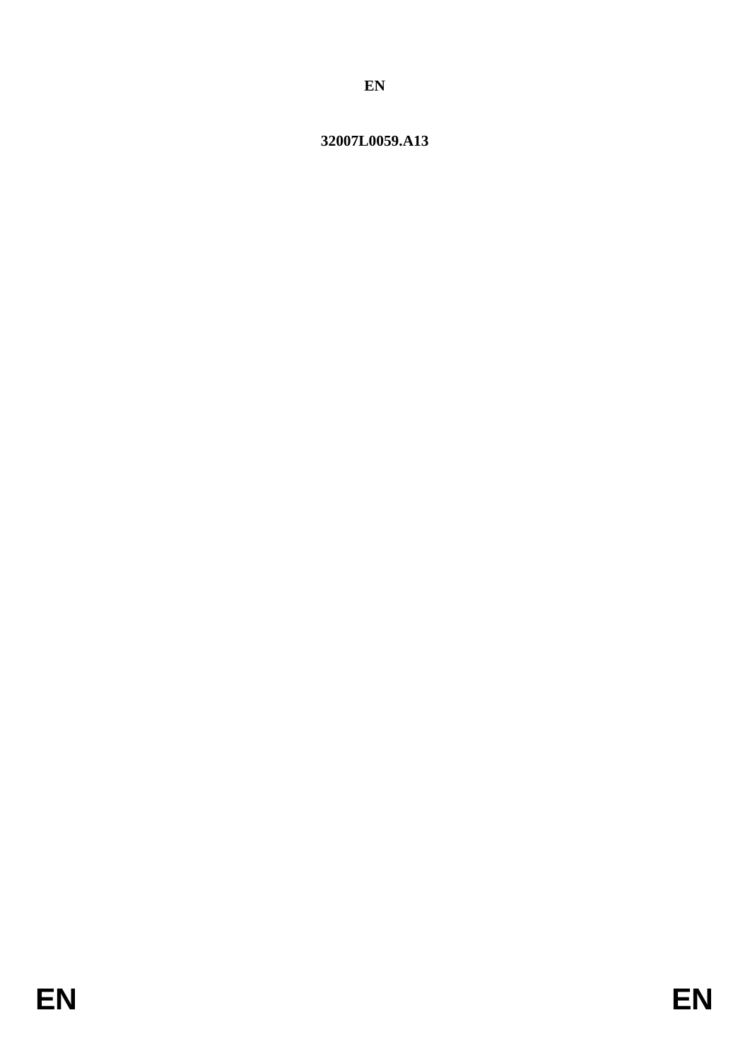**EN**

**32007L0059.A13**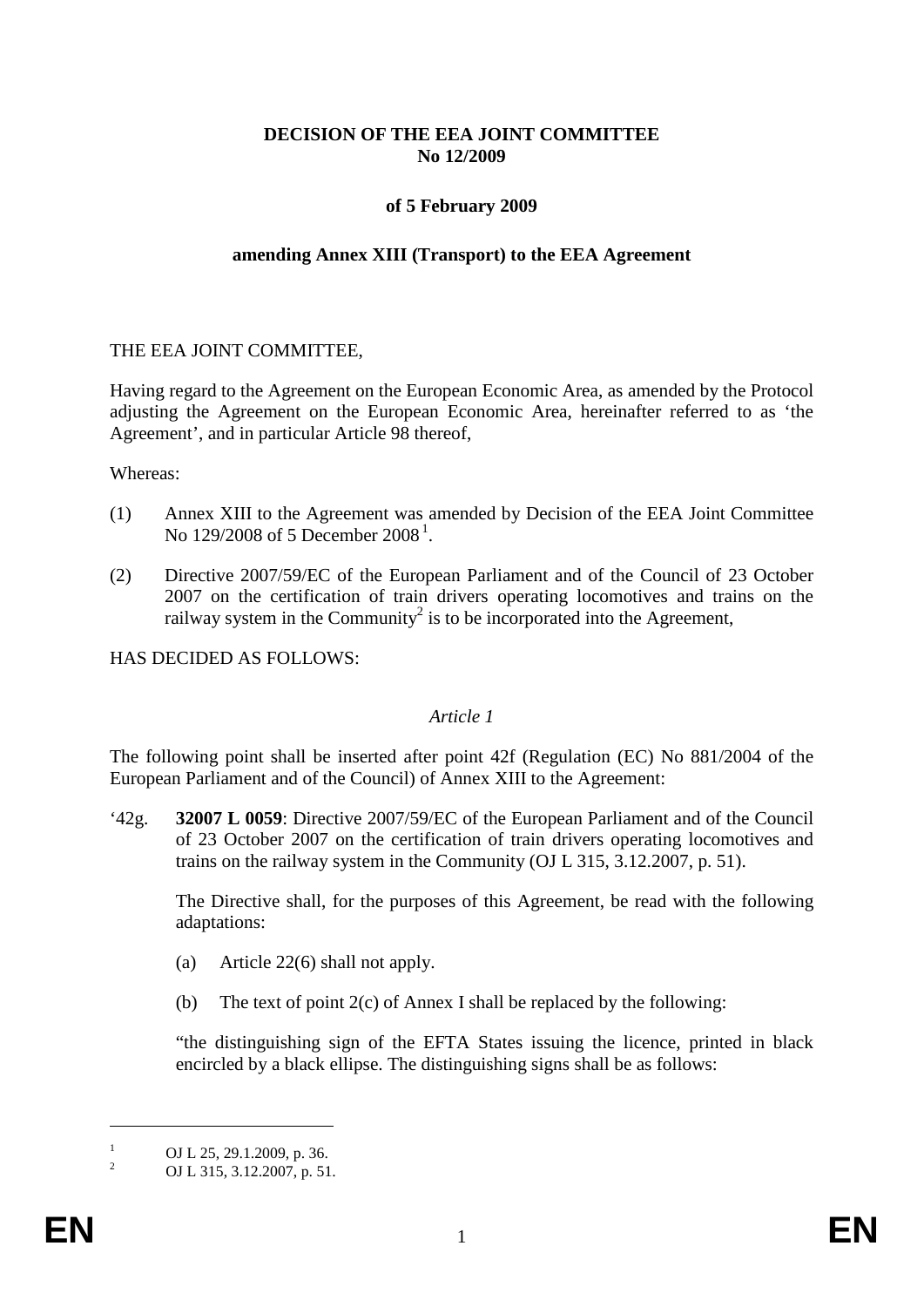**DECISION OF THE EEA JOINT COMMITTEE**
**No 12/2009**

**of 5 February 2009**

**amending Annex XIII (Transport) to the EEA Agreement**

THE EEA JOINT COMMITTEE,

Having regard to the Agreement on the European Economic Area, as amended by the Protocol adjusting the Agreement on the European Economic Area, hereinafter referred to as 'the Agreement', and in particular Article 98 thereof,

Whereas:

(1) Annex XIII to the Agreement was amended by Decision of the EEA Joint Committee No 129/2008 of 5 December 2008[1].

(2) Directive 2007/59/EC of the European Parliament and of the Council of 23 October 2007 on the certification of train drivers operating locomotives and trains on the railway system in the Community[2] is to be incorporated into the Agreement,

HAS DECIDED AS FOLLOWS:

*Article 1*

The following point shall be inserted after point 42f (Regulation (EC) No 881/2004 of the European Parliament and of the Council) of Annex XIII to the Agreement:

'42g. **32007 L 0059**: Directive 2007/59/EC of the European Parliament and of the Council of 23 October 2007 on the certification of train drivers operating locomotives and trains on the railway system in the Community (OJ L 315, 3.12.2007, p. 51).

The Directive shall, for the purposes of this Agreement, be read with the following adaptations:

(a) Article 22(6) shall not apply.

(b) The text of point 2(c) of Annex I shall be replaced by the following:

"the distinguishing sign of the EFTA States issuing the licence, printed in black encircled by a black ellipse. The distinguishing signs shall be as follows:

---

[1] OJ L 25, 29.1.2009, p. 36.

[2] OJ L 315, 3.12.2007, p. 51.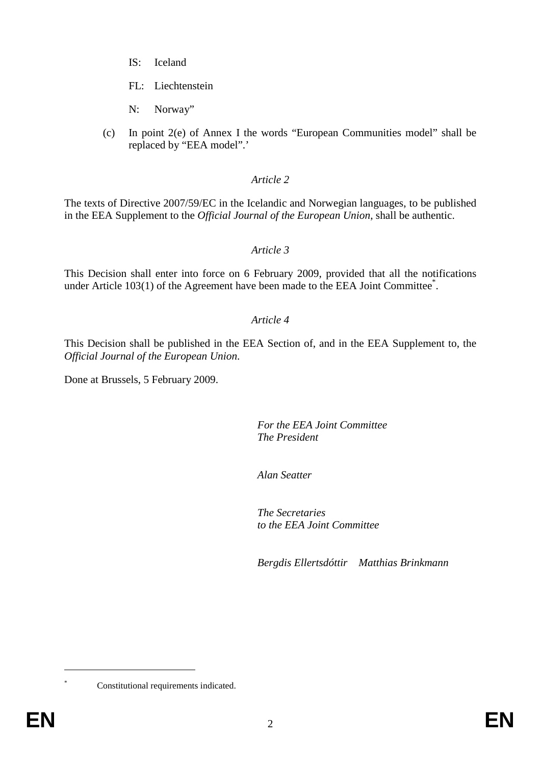IS: Iceland

FL: Liechtenstein

N: Norway"

(c) In point 2(e) of Annex I the words "European Communities model" shall be replaced by "EEA model".'

*Article 2*

The texts of Directive 2007/59/EC in the Icelandic and Norwegian languages, to be published in the EEA Supplement to the *Official Journal of the European Union*, shall be authentic.

*Article 3*

This Decision shall enter into force on 6 February 2009, provided that all the notifications under Article 103(1) of the Agreement have been made to the EEA Joint Committee[*].

*Article 4*

This Decision shall be published in the EEA Section of, and in the EEA Supplement to, the *Official Journal of the European Union*.

Done at Brussels, 5 February 2009.

*For the EEA Joint Committee*
*The President*

*Alan Seatter*

*The Secretaries*
*to the EEA Joint Committee*

*Bergdis Ellertsdóttir*    *Matthias Brinkmann*

---

[*] Constitutional requirements indicated.